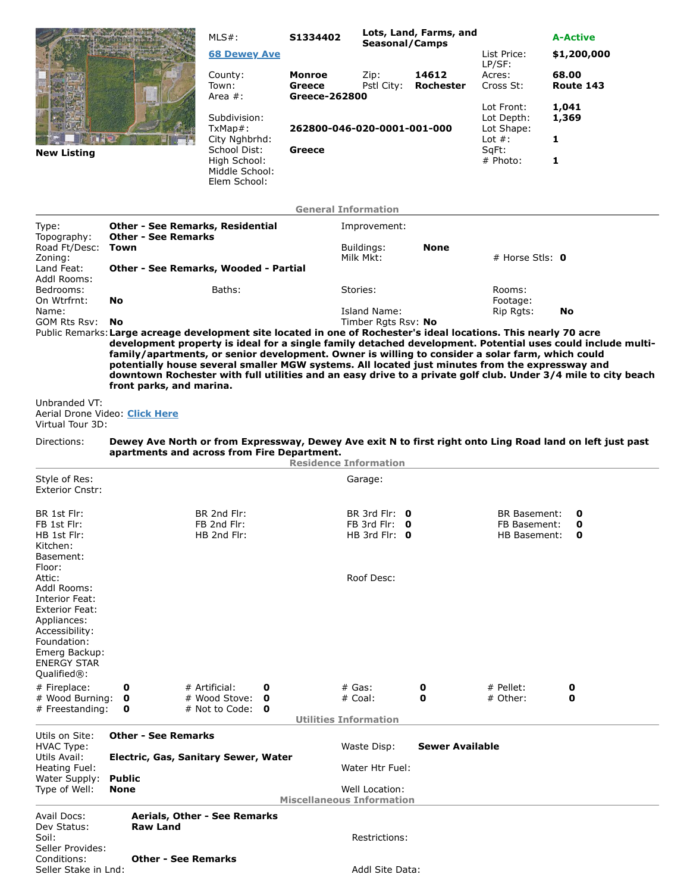**New Listing**

| | | | | | |
|---|---|---|---|---|---|
| MLS#: | **S1334402** | **Lots, Land, Farms, and Seasonal/Camps** | | | **A-Active** |
| **68 Dewey Ave** | | | | List Price: | **$1,200,000** |
| | | | | LP/SF: | |
| County: | **Monroe** | Zip: | **14612** | Acres: | **68.00** |
| Town: | **Greece** | Pstl City: | **Rochester** | Cross St: | **Route 143** |
| Area #: | **Greece-262800** | | | | |
| | | | | Lot Front: | **1,041** |
| Subdivision: | | | | Lot Depth: | **1,369** |
| TxMap#: | **262800-046-020-0001-001-000** | | | Lot Shape: | |
| City Nghbrhd: | | | | Lot #: | **1** |
| School Dist: | **Greece** | | | SqFt: | |
| High School: | | | | # Photo: | **1** |
| Middle School: | | | | | |
| Elem School: | | | | | |

## General Information

| | | | | | |
|---|---|---|---|---|---|
| Type: | **Other - See Remarks, Residential** | Improvement: | | | |
| Topography: | **Other - See Remarks** | | | | |
| Road Ft/Desc: | **Town** | Buildings: | **None** | | |
| Zoning: | | Milk Mkt: | | # Horse Stls: | **0** |
| Land Feat: | **Other - See Remarks, Wooded - Partial** | | | | |
| Addl Rooms: | | | | | |
| Bedrooms: | Baths: | Stories: | | Rooms: | |
| On Wtrfrnt: | **No** | | | Footage: | |
| Name: | | Island Name: | | Rip Rgts: | **No** |
| GOM Rts Rsv: | **No** | Timber Rgts Rsv: | **No** | | |

Public Remarks: **Large acreage development site located in one of Rochester's ideal locations. This nearly 70 acre development property is ideal for a single family detached development. Potential uses could include multi-family/apartments, or senior development. Owner is willing to consider a solar farm, which could potentially house several smaller MGW systems. All located just minutes from the expressway and downtown Rochester with full utilities and an easy drive to a private golf club. Under 3/4 mile to city beach front parks, and marina.**

Unbranded VT:
Aerial Drone Video: Click Here
Virtual Tour 3D:

Directions: **Dewey Ave North or from Expressway, Dewey Ave exit N to first right onto Ling Road land on left just past apartments and across from Fire Department.**

## Residence Information

| | | | | | | | |
|---|---|---|---|---|---|---|---|
| Style of Res: | | | | Garage: | | | |
| Exterior Cnstr: | | | | | | | |
| BR 1st Flr: | | BR 2nd Flr: | | BR 3rd Flr: | **0** | BR Basement: | **0** |
| FB 1st Flr: | | FB 2nd Flr: | | FB 3rd Flr: | **0** | FB Basement: | **0** |
| HB 1st Flr: | | HB 2nd Flr: | | HB 3rd Flr: | **0** | HB Basement: | **0** |
| Kitchen: | | | | | | | |
| Basement: | | | | | | | |
| Floor: | | | | | | | |
| Attic: | | | | Roof Desc: | | | |
| Addl Rooms: | | | | | | | |
| Interior Feat: | | | | | | | |
| Exterior Feat: | | | | | | | |
| Appliances: | | | | | | | |
| Accessibility: | | | | | | | |
| Foundation: | | | | | | | |
| Emerg Backup: | | | | | | | |
| ENERGY STAR Qualified®: | | | | | | | |
| # Fireplace: | **0** | # Artificial: | **0** | # Gas: | **0** | # Pellet: | **0** |
| # Wood Burning: | **0** | # Wood Stove: | **0** | # Coal: | **0** | # Other: | **0** |
| # Freestanding: | **0** | # Not to Code: | **0** | | | | |

## Utilities Information

| | | | |
|---|---|---|---|
| Utils on Site: | **Other - See Remarks** | | |
| HVAC Type: | | Waste Disp: | **Sewer Available** |
| Utils Avail: | **Electric, Gas, Sanitary Sewer, Water** | | |
| Heating Fuel: | | Water Htr Fuel: | |
| Water Supply: | **Public** | | |
| Type of Well: | **None** | Well Location: | |

## Miscellaneous Information

| | | | |
|---|---|---|---|
| Avail Docs: | **Aerials, Other - See Remarks** | | |
| Dev Status: | **Raw Land** | | |
| Soil: | | Restrictions: | |
| Seller Provides: | | | |
| Conditions: | **Other - See Remarks** | | |
| Seller Stake in Lnd: | | Addl Site Data: | |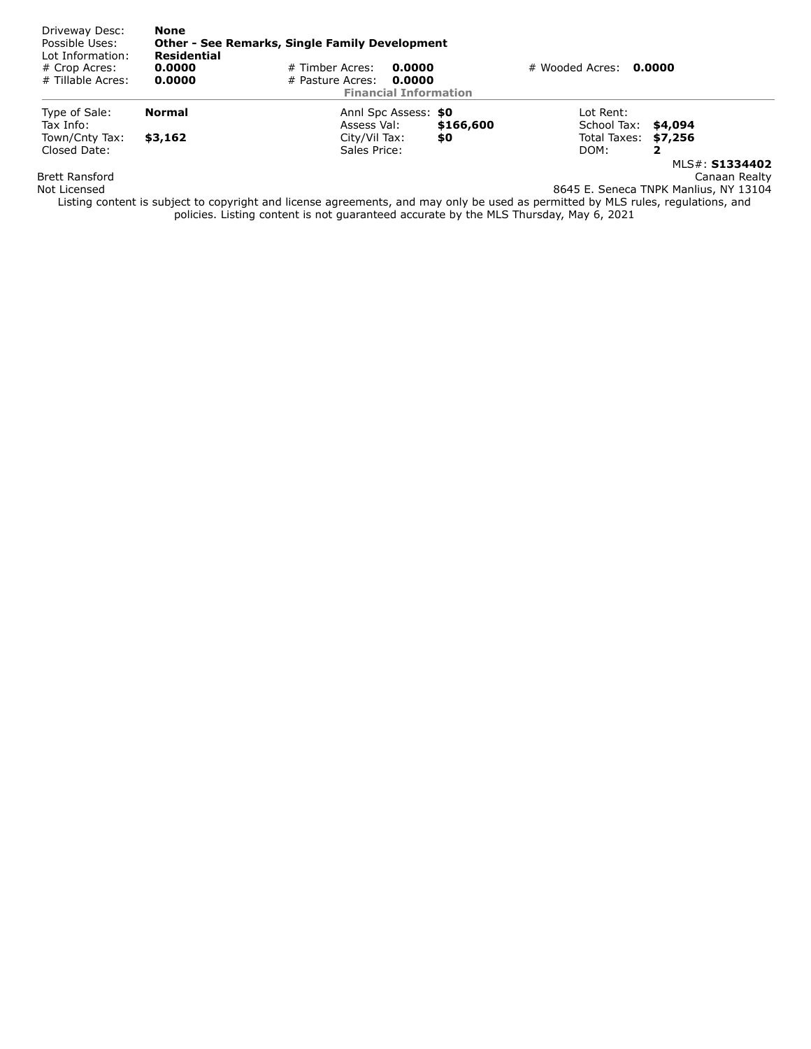| | | | | | |
|---|---|---|---|---|---|
| Driveway Desc: | **None** | | | | |
| Possible Uses: | **Other - See Remarks, Single Family Development** | | | | |
| Lot Information: | **Residential** | | | | |
| # Crop Acres: | **0.0000** | # Timber Acres: | **0.0000** | # Wooded Acres: | **0.0000** |
| # Tillable Acres: | **0.0000** | # Pasture Acres: | **0.0000** | | |

### Financial Information

| | | | | | |
|---|---|---|---|---|---|
| Type of Sale: | **Normal** | Annl Spc Assess: | **$0** | Lot Rent: | |
| Tax Info: | | Assess Val: | **$166,600** | School Tax: | **$4,094** |
| Town/Cnty Tax: | **$3,162** | City/Vil Tax: | **$0** | Total Taxes: | **$7,256** |
| Closed Date: | | Sales Price: | | DOM: | **2** |

MLS#: **S1334402**

Brett Ransford
Not Licensed

Canaan Realty
8645 E. Seneca TNPK Manlius, NY 13104

Listing content is subject to copyright and license agreements, and may only be used as permitted by MLS rules, regulations, and policies. Listing content is not guaranteed accurate by the MLS Thursday, May 6, 2021